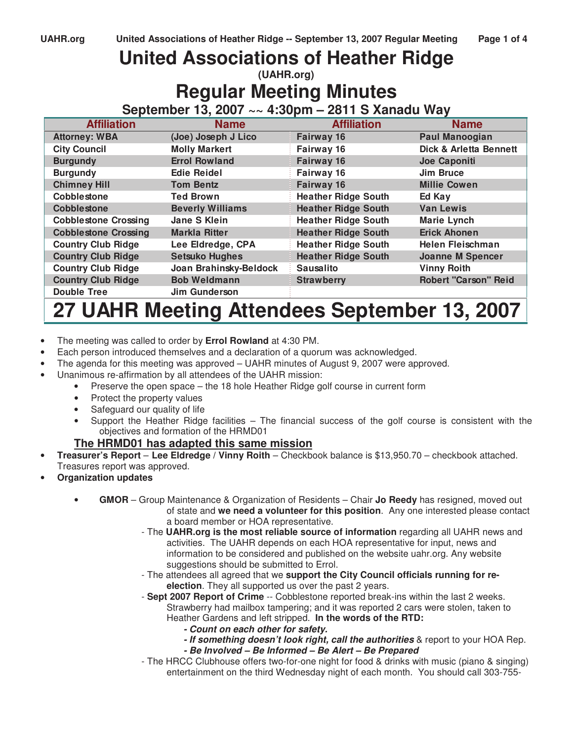# United Associations of Heather Ridge

**(UAHR.org)**

# Regular Meeting Minutes

## September 13, 2007 ~~ 4:30pm – 2811 S Xanadu Way

| Affiliation | Name | Affiliation | Name |
|---|---|---|---|
| Attorney: WBA | (Joe) Joseph J Lico | Fairway 16 | Paul Manoogian |
| City Council | Molly Markert | Fairway 16 | Dick & Arletta Bennett |
| Burgundy | Errol Rowland | Fairway 16 | Joe Caponiti |
| Burgundy | Edie Reidel | Fairway 16 | Jim Bruce |
| Chimney Hill | Tom Bentz | Fairway 16 | Millie Cowen |
| Cobblestone | Ted Brown | Heather Ridge South | Ed Kay |
| Cobblestone | Beverly Williams | Heather Ridge South | Van Lewis |
| Cobblestone Crossing | Jane S Klein | Heather Ridge South | Marie Lynch |
| Cobblestone Crossing | Markla Ritter | Heather Ridge South | Erick Ahonen |
| Country Club Ridge | Lee Eldredge, CPA | Heather Ridge South | Helen Fleischman |
| Country Club Ridge | Setsuko Hughes | Heather Ridge South | Joanne M Spencer |
| Country Club Ridge | Joan Brahinsky-Beldock | Sausalito | Vinny Roith |
| Country Club Ridge | Bob Weldmann | Strawberry | Robert "Carson" Reid |
| Double Tree | Jim Gunderson | | |

# 27 UAHR Meeting Attendees September 13, 2007

- The meeting was called to order by **Errol Rowland** at 4:30 PM.
- Each person introduced themselves and a declaration of a quorum was acknowledged.
- The agenda for this meeting was approved – UAHR minutes of August 9, 2007 were approved.
- Unanimous re-affirmation by all attendees of the UAHR mission:
  - Preserve the open space – the 18 hole Heather Ridge golf course in current form
  - Protect the property values
  - Safeguard our quality of life
  - Support the Heather Ridge facilities – The financial success of the golf course is consistent with the objectives and formation of the HRMD01

**The HRMD01 has adapted this same mission**

- **Treasurer's Report** – **Lee Eldredge** / **Vinny Roith** – Checkbook balance is $13,950.70 – checkbook attached. Treasures report was approved.
- **Organization updates**
  - **GMOR** – Group Maintenance & Organization of Residents – Chair **Jo Reedy** has resigned, moved out of state and **we need a volunteer for this position**. Any one interested please contact a board member or HOA representative.
    - The **UAHR.org is the most reliable source of information** regarding all UAHR news and activities. The UAHR depends on each HOA representative for input, news and information to be considered and published on the website uahr.org. Any website suggestions should be submitted to Errol.
    - The attendees all agreed that we **support the City Council officials running for re-election**. They all supported us over the past 2 years.
    - **Sept 2007 Report of Crime** -- Cobblestone reported break-ins within the last 2 weeks. Strawberry had mailbox tampering; and it was reported 2 cars were stolen, taken to Heather Gardens and left stripped. **In the words of the RTD:**
      - ***- Count on each other for safety.***
      - ***- If something doesn't look right, call the authorities*** & report to your HOA Rep.
      - ***- Be Involved – Be Informed – Be Alert – Be Prepared***
    - The HRCC Clubhouse offers two-for-one night for food & drinks with music (piano & singing) entertainment on the third Wednesday night of each month. You should call 303-755-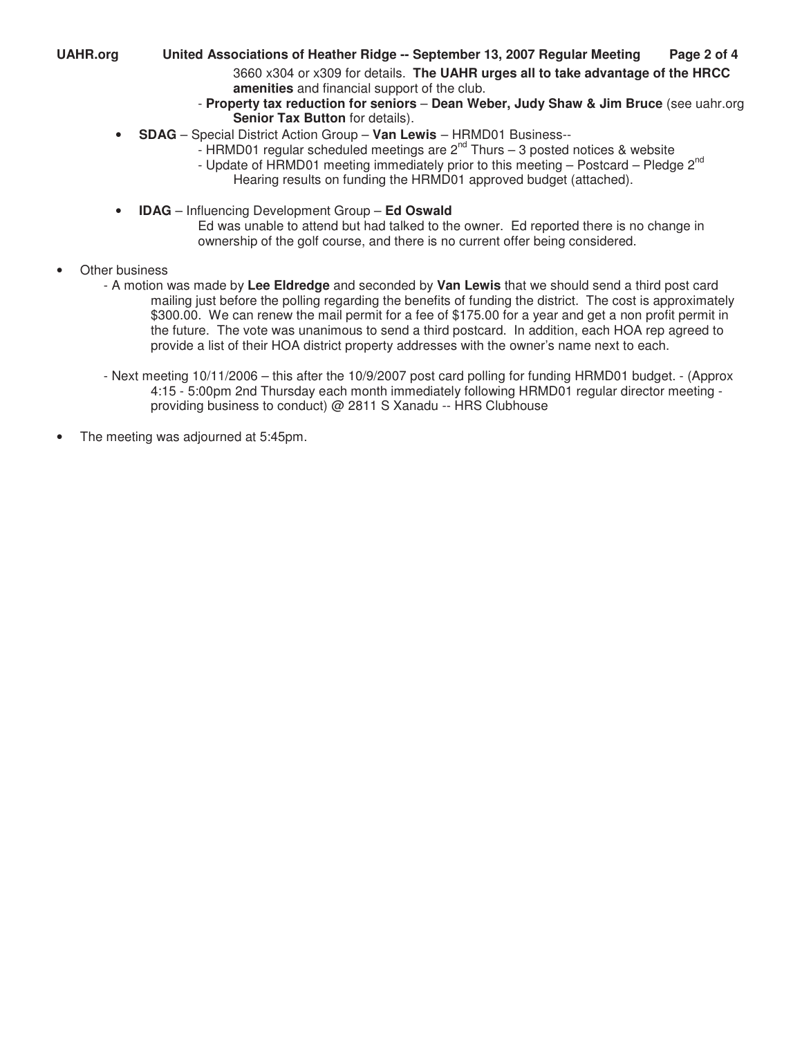3660 x304 or x309 for details. **The UAHR urges all to take advantage of the HRCC amenities** and financial support of the club.

- **Property tax reduction for seniors** – **Dean Weber, Judy Shaw & Jim Bruce** (see uahr.org **Senior Tax Button** for details).

- **SDAG** – Special District Action Group – **Van Lewis** – HRMD01 Business--
  - HRMD01 regular scheduled meetings are 2nd Thurs – 3 posted notices & website
  - Update of HRMD01 meeting immediately prior to this meeting – Postcard – Pledge 2nd Hearing results on funding the HRMD01 approved budget (attached).

- **IDAG** – Influencing Development Group – **Ed Oswald**

  Ed was unable to attend but had talked to the owner. Ed reported there is no change in ownership of the golf course, and there is no current offer being considered.

- Other business
  - A motion was made by **Lee Eldredge** and seconded by **Van Lewis** that we should send a third post card mailing just before the polling regarding the benefits of funding the district. The cost is approximately $300.00. We can renew the mail permit for a fee of $175.00 for a year and get a non profit permit in the future. The vote was unanimous to send a third postcard. In addition, each HOA rep agreed to provide a list of their HOA district property addresses with the owner's name next to each.
  - Next meeting 10/11/2006 – this after the 10/9/2007 post card polling for funding HRMD01 budget. - (Approx 4:15 - 5:00pm 2nd Thursday each month immediately following HRMD01 regular director meeting - providing business to conduct) @ 2811 S Xanadu -- HRS Clubhouse

- The meeting was adjourned at 5:45pm.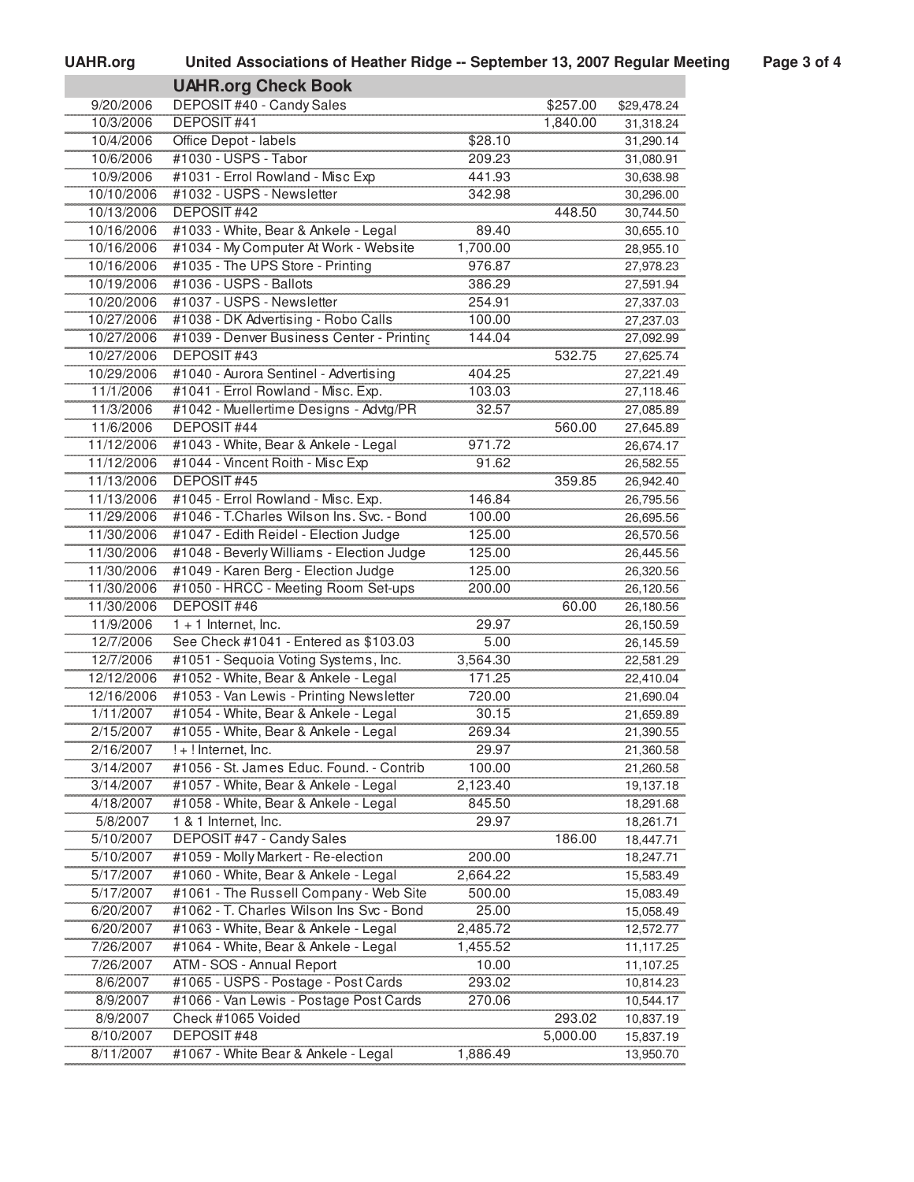## UAHR.org Check Book

| Date | Description | Debit | Credit | Balance |
|---|---|---|---|---|
| 9/20/2006 | DEPOSIT #40 - Candy Sales | | $257.00 | $29,478.24 |
| 10/3/2006 | DEPOSIT #41 | | 1,840.00 | 31,318.24 |
| 10/4/2006 | Office Depot - labels | $28.10 | | 31,290.14 |
| 10/6/2006 | #1030 - USPS - Tabor | 209.23 | | 31,080.91 |
| 10/9/2006 | #1031 - Errol Rowland - Misc Exp | 441.93 | | 30,638.98 |
| 10/10/2006 | #1032 - USPS - Newsletter | 342.98 | | 30,296.00 |
| 10/13/2006 | DEPOSIT #42 | | 448.50 | 30,744.50 |
| 10/16/2006 | #1033 - White, Bear & Ankele - Legal | 89.40 | | 30,655.10 |
| 10/16/2006 | #1034 - My Computer At Work - Website | 1,700.00 | | 28,955.10 |
| 10/16/2006 | #1035 - The UPS Store - Printing | 976.87 | | 27,978.23 |
| 10/19/2006 | #1036 - USPS - Ballots | 386.29 | | 27,591.94 |
| 10/20/2006 | #1037 - USPS - Newsletter | 254.91 | | 27,337.03 |
| 10/27/2006 | #1038 - DK Advertising - Robo Calls | 100.00 | | 27,237.03 |
| 10/27/2006 | #1039 - Denver Business Center - Printing | 144.04 | | 27,092.99 |
| 10/27/2006 | DEPOSIT #43 | | 532.75 | 27,625.74 |
| 10/29/2006 | #1040 - Aurora Sentinel - Advertising | 404.25 | | 27,221.49 |
| 11/1/2006 | #1041 - Errol Rowland - Misc. Exp. | 103.03 | | 27,118.46 |
| 11/3/2006 | #1042 - Muellertime Designs - Advtg/PR | 32.57 | | 27,085.89 |
| 11/6/2006 | DEPOSIT #44 | | 560.00 | 27,645.89 |
| 11/12/2006 | #1043 - White, Bear & Ankele - Legal | 971.72 | | 26,674.17 |
| 11/12/2006 | #1044 - Vincent Roith - Misc Exp | 91.62 | | 26,582.55 |
| 11/13/2006 | DEPOSIT #45 | | 359.85 | 26,942.40 |
| 11/13/2006 | #1045 - Errol Rowland - Misc. Exp. | 146.84 | | 26,795.56 |
| 11/29/2006 | #1046 - T.Charles Wilson Ins. Svc. - Bond | 100.00 | | 26,695.56 |
| 11/30/2006 | #1047 - Edith Reidel - Election Judge | 125.00 | | 26,570.56 |
| 11/30/2006 | #1048 - Beverly Williams - Election Judge | 125.00 | | 26,445.56 |
| 11/30/2006 | #1049 - Karen Berg - Election Judge | 125.00 | | 26,320.56 |
| 11/30/2006 | #1050 - HRCC - Meeting Room Set-ups | 200.00 | | 26,120.56 |
| 11/30/2006 | DEPOSIT #46 | | 60.00 | 26,180.56 |
| 11/9/2006 | 1 + 1 Internet, Inc. | 29.97 | | 26,150.59 |
| 12/7/2006 | See Check #1041 - Entered as $103.03 | 5.00 | | 26,145.59 |
| 12/7/2006 | #1051 - Sequoia Voting Systems, Inc. | 3,564.30 | | 22,581.29 |
| 12/12/2006 | #1052 - White, Bear & Ankele - Legal | 171.25 | | 22,410.04 |
| 12/16/2006 | #1053 - Van Lewis - Printing Newsletter | 720.00 | | 21,690.04 |
| 1/11/2007 | #1054 - White, Bear & Ankele - Legal | 30.15 | | 21,659.89 |
| 2/15/2007 | #1055 - White, Bear & Ankele - Legal | 269.34 | | 21,390.55 |
| 2/16/2007 | ! + ! Internet, Inc. | 29.97 | | 21,360.58 |
| 3/14/2007 | #1056 - St. James Educ. Found. - Contrib | 100.00 | | 21,260.58 |
| 3/14/2007 | #1057 - White, Bear & Ankele - Legal | 2,123.40 | | 19,137.18 |
| 4/18/2007 | #1058 - White, Bear & Ankele - Legal | 845.50 | | 18,291.68 |
| 5/8/2007 | 1 & 1 Internet, Inc. | 29.97 | | 18,261.71 |
| 5/10/2007 | DEPOSIT #47 - Candy Sales | | 186.00 | 18,447.71 |
| 5/10/2007 | #1059 - Molly Markert - Re-election | 200.00 | | 18,247.71 |
| 5/17/2007 | #1060 - White, Bear & Ankele - Legal | 2,664.22 | | 15,583.49 |
| 5/17/2007 | #1061 - The Russell Company - Web Site | 500.00 | | 15,083.49 |
| 6/20/2007 | #1062 - T. Charles Wilson Ins Svc - Bond | 25.00 | | 15,058.49 |
| 6/20/2007 | #1063 - White, Bear & Ankele - Legal | 2,485.72 | | 12,572.77 |
| 7/26/2007 | #1064 - White, Bear & Ankele - Legal | 1,455.52 | | 11,117.25 |
| 7/26/2007 | ATM - SOS - Annual Report | 10.00 | | 11,107.25 |
| 8/6/2007 | #1065 - USPS - Postage - Post Cards | 293.02 | | 10,814.23 |
| 8/9/2007 | #1066 - Van Lewis - Postage Post Cards | 270.06 | | 10,544.17 |
| 8/9/2007 | Check #1065 Voided | | 293.02 | 10,837.19 |
| 8/10/2007 | DEPOSIT #48 | | 5,000.00 | 15,837.19 |
| 8/11/2007 | #1067 - White Bear & Ankele - Legal | 1,886.49 | | 13,950.70 |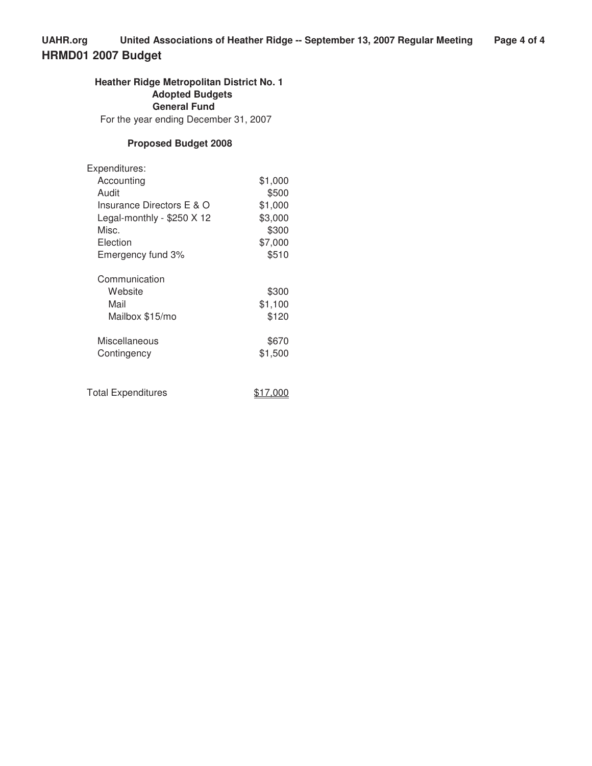## HRMD01 2007 Budget

**Heather Ridge Metropolitan District No. 1**
**Adopted Budgets**
**General Fund**
For the year ending December 31, 2007

**Proposed Budget 2008**

| | |
|---|---|
| Expenditures: | |
| Accounting | $1,000 |
| Audit | $500 |
| Insurance Directors E & O | $1,000 |
| Legal-monthly - $250 X 12 | $3,000 |
| Misc. | $300 |
| Election | $7,000 |
| Emergency fund 3% | $510 |
| Communication | |
| Website | $300 |
| Mail | $1,100 |
| Mailbox $15/mo | $120 |
| Miscellaneous | $670 |
| Contingency | $1,500 |
| Total Expenditures | $17,000 |